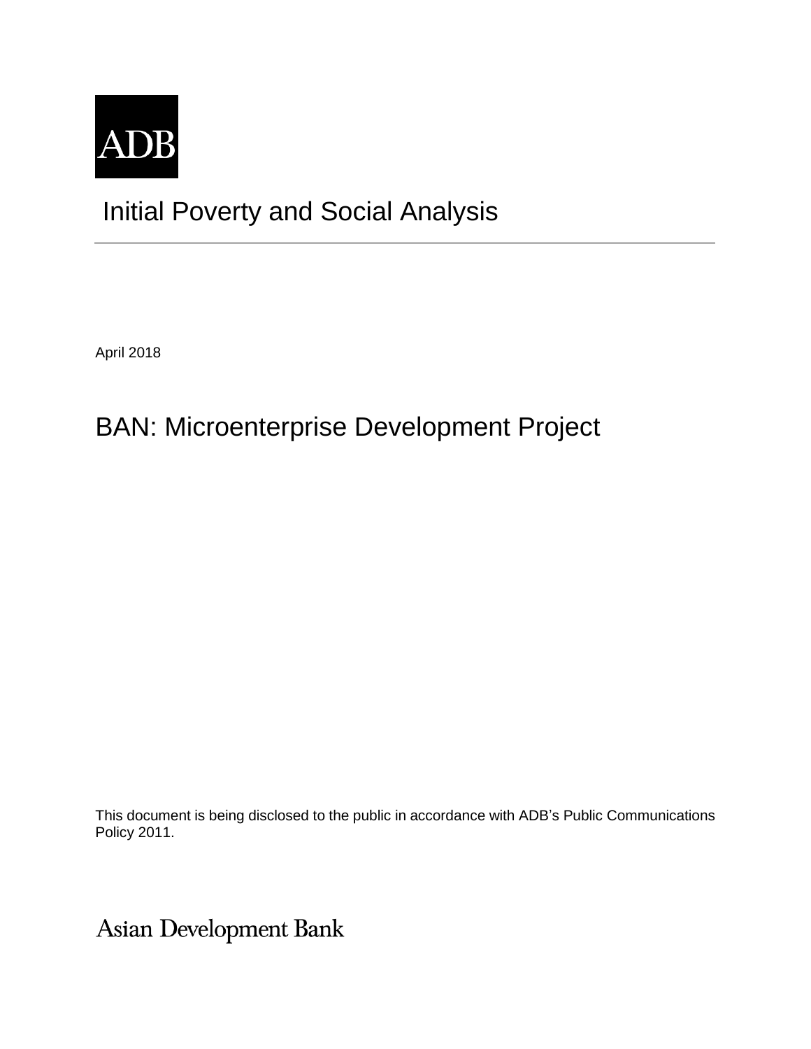ADB

# Initial Poverty and Social Analysis

April 2018

## BAN: Microenterprise Development Project

This document is being disclosed to the public in accordance with ADB's Public Communications Policy 2011.

Asian Development Bank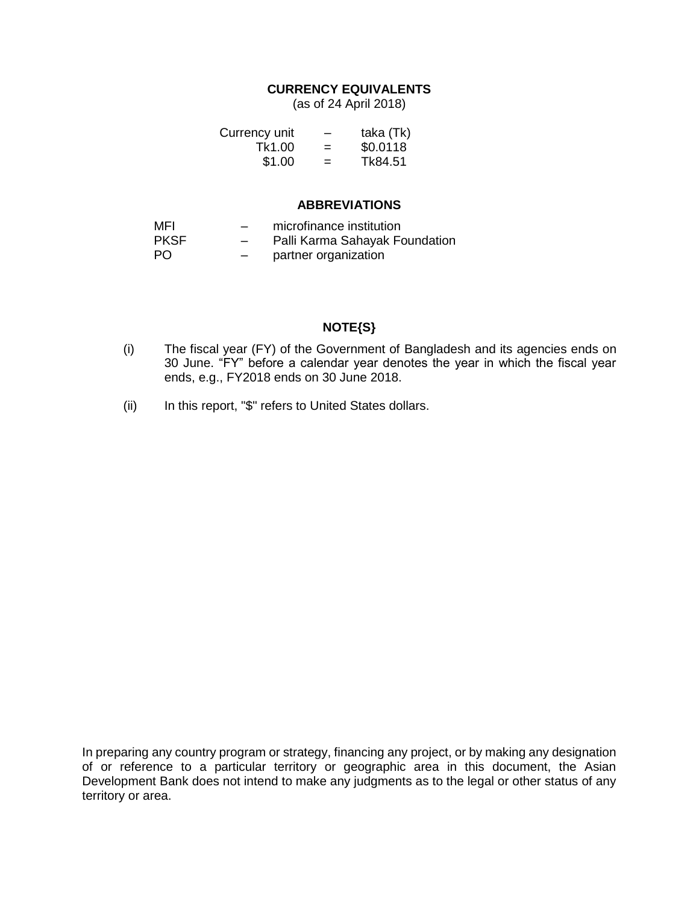## CURRENCY EQUIVALENTS

(as of 24 April 2018)

| | | |
|---|---|---|
| Currency unit | – | taka (Tk) |
| Tk1.00 | = | $0.0118 |
| $1.00 | = | Tk84.51 |

## ABBREVIATIONS

| | | |
|---|---|---|
| MFI | – | microfinance institution |
| PKSF | – | Palli Karma Sahayak Foundation |
| PO | – | partner organization |

## NOTE{S}

(i) The fiscal year (FY) of the Government of Bangladesh and its agencies ends on 30 June. “FY” before a calendar year denotes the year in which the fiscal year ends, e.g., FY2018 ends on 30 June 2018.

(ii) In this report, "$" refers to United States dollars.

In preparing any country program or strategy, financing any project, or by making any designation of or reference to a particular territory or geographic area in this document, the Asian Development Bank does not intend to make any judgments as to the legal or other status of any territory or area.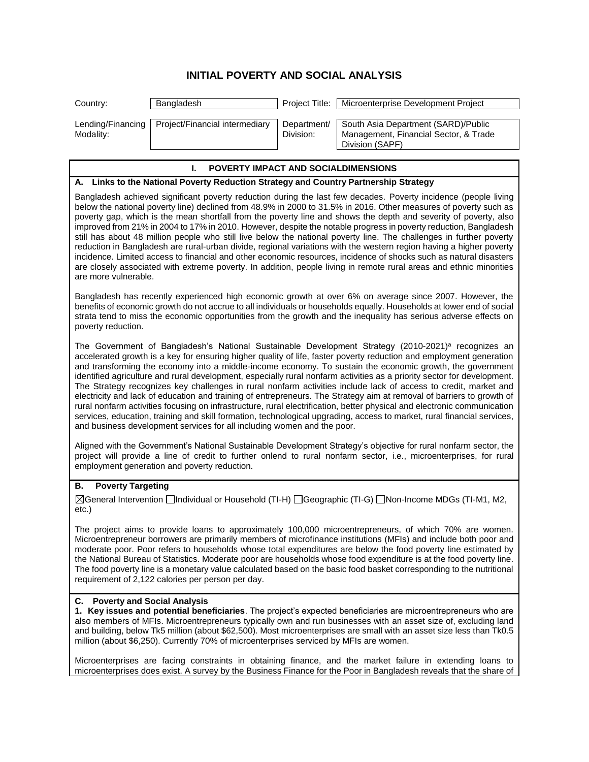# INITIAL POVERTY AND SOCIAL ANALYSIS

| Country: | Bangladesh | Project Title: | Microenterprise Development Project |
|---|---|---|---|
| Lending/Financing Modality: | Project/Financial intermediary | Department/ Division: | South Asia Department (SARD)/Public Management, Financial Sector, & Trade Division (SAPF) |

## I. POVERTY IMPACT AND SOCIALDIMENSIONS

### A. Links to the National Poverty Reduction Strategy and Country Partnership Strategy

Bangladesh achieved significant poverty reduction during the last few decades. Poverty incidence (people living below the national poverty line) declined from 48.9% in 2000 to 31.5% in 2016. Other measures of poverty such as poverty gap, which is the mean shortfall from the poverty line and shows the depth and severity of poverty, also improved from 21% in 2004 to 17% in 2010. However, despite the notable progress in poverty reduction, Bangladesh still has about 48 million people who still live below the national poverty line. The challenges in further poverty reduction in Bangladesh are rural-urban divide, regional variations with the western region having a higher poverty incidence. Limited access to financial and other economic resources, incidence of shocks such as natural disasters are closely associated with extreme poverty. In addition, people living in remote rural areas and ethnic minorities are more vulnerable.

Bangladesh has recently experienced high economic growth at over 6% on average since 2007. However, the benefits of economic growth do not accrue to all individuals or households equally. Households at lower end of social strata tend to miss the economic opportunities from the growth and the inequality has serious adverse effects on poverty reduction.

The Government of Bangladesh's National Sustainable Development Strategy (2010-2021)[a] recognizes an accelerated growth is a key for ensuring higher quality of life, faster poverty reduction and employment generation and transforming the economy into a middle-income economy. To sustain the economic growth, the government identified agriculture and rural development, especially rural nonfarm activities as a priority sector for development. The Strategy recognizes key challenges in rural nonfarm activities include lack of access to credit, market and electricity and lack of education and training of entrepreneurs. The Strategy aim at removal of barriers to growth of rural nonfarm activities focusing on infrastructure, rural electrification, better physical and electronic communication services, education, training and skill formation, technological upgrading, access to market, rural financial services, and business development services for all including women and the poor.

Aligned with the Government's National Sustainable Development Strategy's objective for rural nonfarm sector, the project will provide a line of credit to further onlend to rural nonfarm sector, i.e., microenterprises, for rural employment generation and poverty reduction.

### B. Poverty Targeting

☒General Intervention ☐Individual or Household (TI-H) ☐Geographic (TI-G) ☐Non-Income MDGs (TI-M1, M2, etc.)

The project aims to provide loans to approximately 100,000 microentrepreneurs, of which 70% are women. Microentrepreneur borrowers are primarily members of microfinance institutions (MFIs) and include both poor and moderate poor. Poor refers to households whose total expenditures are below the food poverty line estimated by the National Bureau of Statistics. Moderate poor are households whose food expenditure is at the food poverty line. The food poverty line is a monetary value calculated based on the basic food basket corresponding to the nutritional requirement of 2,122 calories per person per day.

### C. Poverty and Social Analysis

**1. Key issues and potential beneficiaries**. The project's expected beneficiaries are microentrepreneurs who are also members of MFIs. Microentrepreneurs typically own and run businesses with an asset size of, excluding land and building, below Tk5 million (about $62,500). Most microenterprises are small with an asset size less than Tk0.5 million (about $6,250). Currently 70% of microenterprises serviced by MFIs are women.

Microenterprises are facing constraints in obtaining finance, and the market failure in extending loans to microenterprises does exist. A survey by the Business Finance for the Poor in Bangladesh reveals that the share of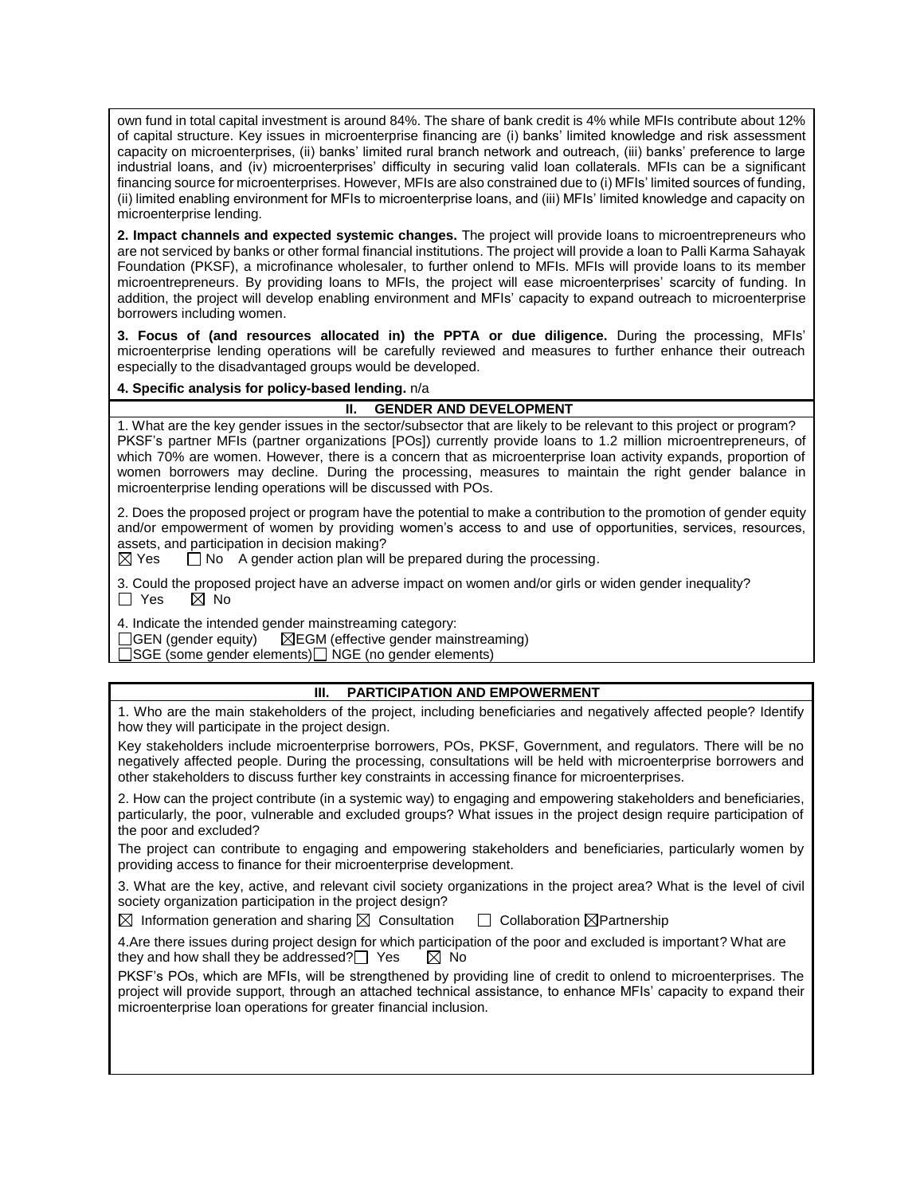own fund in total capital investment is around 84%. The share of bank credit is 4% while MFIs contribute about 12% of capital structure. Key issues in microenterprise financing are (i) banks' limited knowledge and risk assessment capacity on microenterprises, (ii) banks' limited rural branch network and outreach, (iii) banks' preference to large industrial loans, and (iv) microenterprises' difficulty in securing valid loan collaterals. MFIs can be a significant financing source for microenterprises. However, MFIs are also constrained due to (i) MFIs' limited sources of funding, (ii) limited enabling environment for MFIs to microenterprise loans, and (iii) MFIs' limited knowledge and capacity on microenterprise lending.

**2. Impact channels and expected systemic changes.** The project will provide loans to microentrepreneurs who are not serviced by banks or other formal financial institutions. The project will provide a loan to Palli Karma Sahayak Foundation (PKSF), a microfinance wholesaler, to further onlend to MFIs. MFIs will provide loans to its member microentrepreneurs. By providing loans to MFIs, the project will ease microenterprises' scarcity of funding. In addition, the project will develop enabling environment and MFIs' capacity to expand outreach to microenterprise borrowers including women.

**3. Focus of (and resources allocated in) the PPTA or due diligence.** During the processing, MFIs' microenterprise lending operations will be carefully reviewed and measures to further enhance their outreach especially to the disadvantaged groups would be developed.

**4. Specific analysis for policy-based lending.** n/a

## II. GENDER AND DEVELOPMENT

1. What are the key gender issues in the sector/subsector that are likely to be relevant to this project or program?

PKSF's partner MFIs (partner organizations [POs]) currently provide loans to 1.2 million microentrepreneurs, of which 70% are women. However, there is a concern that as microenterprise loan activity expands, proportion of women borrowers may decline. During the processing, measures to maintain the right gender balance in microenterprise lending operations will be discussed with POs.

2. Does the proposed project or program have the potential to make a contribution to the promotion of gender equity and/or empowerment of women by providing women's access to and use of opportunities, services, resources, assets, and participation in decision making?

☒ Yes ☐ No A gender action plan will be prepared during the processing.

3. Could the proposed project have an adverse impact on women and/or girls or widen gender inequality?

☐ Yes ☒ No

4. Indicate the intended gender mainstreaming category:

☐GEN (gender equity) ☒EGM (effective gender mainstreaming)

☐SGE (some gender elements) ☐ NGE (no gender elements)

## III. PARTICIPATION AND EMPOWERMENT

1. Who are the main stakeholders of the project, including beneficiaries and negatively affected people? Identify how they will participate in the project design.

Key stakeholders include microenterprise borrowers, POs, PKSF, Government, and regulators. There will be no negatively affected people. During the processing, consultations will be held with microenterprise borrowers and other stakeholders to discuss further key constraints in accessing finance for microenterprises.

2. How can the project contribute (in a systemic way) to engaging and empowering stakeholders and beneficiaries, particularly, the poor, vulnerable and excluded groups? What issues in the project design require participation of the poor and excluded?

The project can contribute to engaging and empowering stakeholders and beneficiaries, particularly women by providing access to finance for their microenterprise development.

3. What are the key, active, and relevant civil society organizations in the project area? What is the level of civil society organization participation in the project design?

☒ Information generation and sharing ☒ Consultation ☐ Collaboration ☒Partnership

4.Are there issues during project design for which participation of the poor and excluded is important? What are they and how shall they be addressed? ☐ Yes ☒ No

PKSF's POs, which are MFIs, will be strengthened by providing line of credit to onlend to microenterprises. The project will provide support, through an attached technical assistance, to enhance MFIs' capacity to expand their microenterprise loan operations for greater financial inclusion.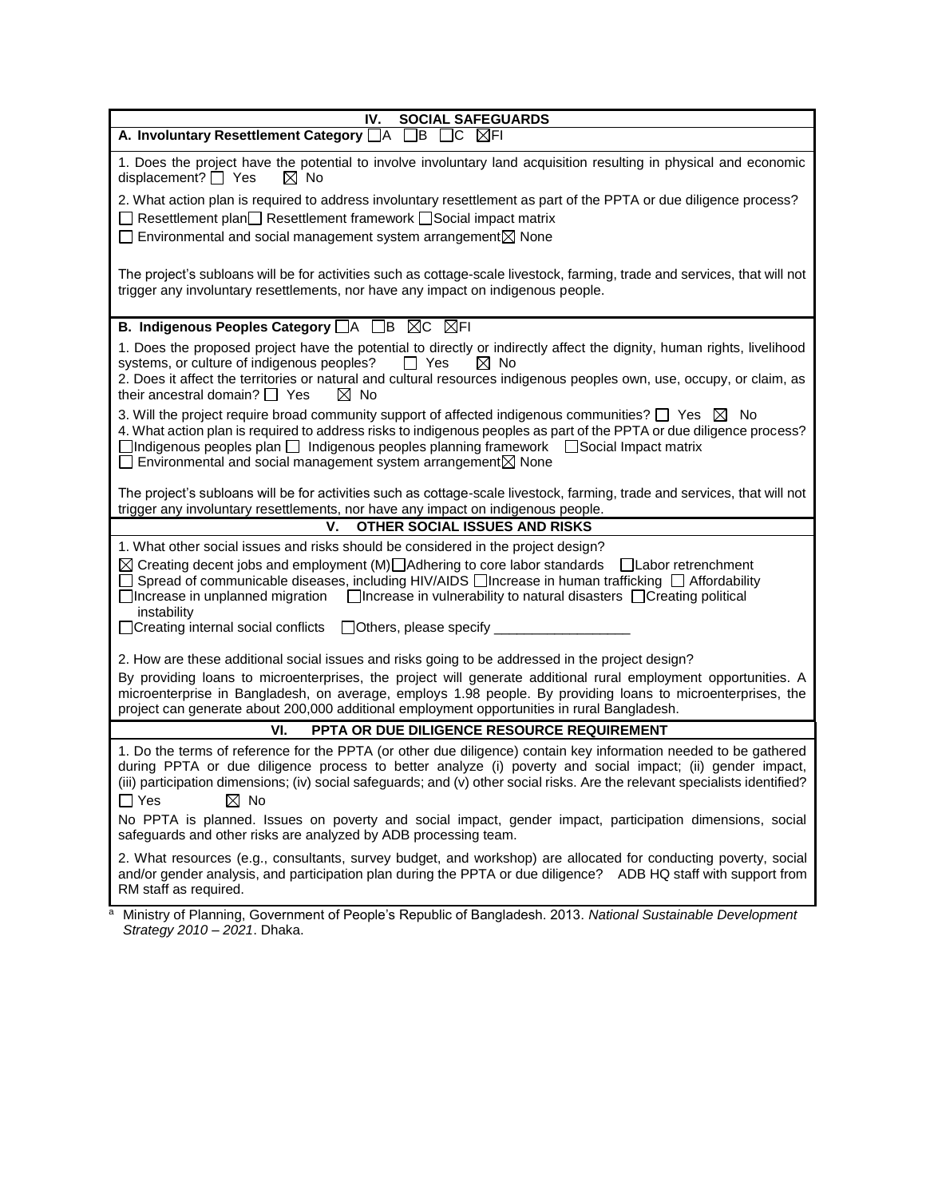## IV. SOCIAL SAFEGUARDS

**A. Involuntary Resettlement Category** ☐A ☐B ☐C ☒FI

1. Does the project have the potential to involve involuntary land acquisition resulting in physical and economic displacement? ☐ Yes ☒ No

2. What action plan is required to address involuntary resettlement as part of the PPTA or due diligence process?
☐ Resettlement plan ☐ Resettlement framework ☐ Social impact matrix
☐ Environmental and social management system arrangement ☒ None

The project's subloans will be for activities such as cottage-scale livestock, farming, trade and services, that will not trigger any involuntary resettlements, nor have any impact on indigenous people.

**B. Indigenous Peoples Category** ☐A ☐B ☒C ☒FI

1. Does the proposed project have the potential to directly or indirectly affect the dignity, human rights, livelihood systems, or culture of indigenous peoples? ☐ Yes ☒ No
2. Does it affect the territories or natural and cultural resources indigenous peoples own, use, occupy, or claim, as their ancestral domain? ☐ Yes ☒ No

3. Will the project require broad community support of affected indigenous communities? ☐ Yes ☒ No
4. What action plan is required to address risks to indigenous peoples as part of the PPTA or due diligence process?
☐ Indigenous peoples plan ☐ Indigenous peoples planning framework ☐ Social Impact matrix
☐ Environmental and social management system arrangement ☒ None

The project's subloans will be for activities such as cottage-scale livestock, farming, trade and services, that will not trigger any involuntary resettlements, nor have any impact on indigenous people.

## V. OTHER SOCIAL ISSUES AND RISKS

1. What other social issues and risks should be considered in the project design?
☒ Creating decent jobs and employment (M) ☐ Adhering to core labor standards ☐ Labor retrenchment
☐ Spread of communicable diseases, including HIV/AIDS ☐ Increase in human trafficking ☐ Affordability
☐ Increase in unplanned migration ☐ Increase in vulnerability to natural disasters ☐ Creating political instability
☐ Creating internal social conflicts ☐ Others, please specify _________________

2. How are these additional social issues and risks going to be addressed in the project design?
By providing loans to microenterprises, the project will generate additional rural employment opportunities. A microenterprise in Bangladesh, on average, employs 1.98 people. By providing loans to microenterprises, the project can generate about 200,000 additional employment opportunities in rural Bangladesh.

## VI. PPTA OR DUE DILIGENCE RESOURCE REQUIREMENT

1. Do the terms of reference for the PPTA (or other due diligence) contain key information needed to be gathered during PPTA or due diligence process to better analyze (i) poverty and social impact; (ii) gender impact, (iii) participation dimensions; (iv) social safeguards; and (v) other social risks. Are the relevant specialists identified?
☐ Yes ☒ No

No PPTA is planned. Issues on poverty and social impact, gender impact, participation dimensions, social safeguards and other risks are analyzed by ADB processing team.

2. What resources (e.g., consultants, survey budget, and workshop) are allocated for conducting poverty, social and/or gender analysis, and participation plan during the PPTA or due diligence? ADB HQ staff with support from RM staff as required.

[a] Ministry of Planning, Government of People's Republic of Bangladesh. 2013. *National Sustainable Development Strategy 2010 – 2021*. Dhaka.